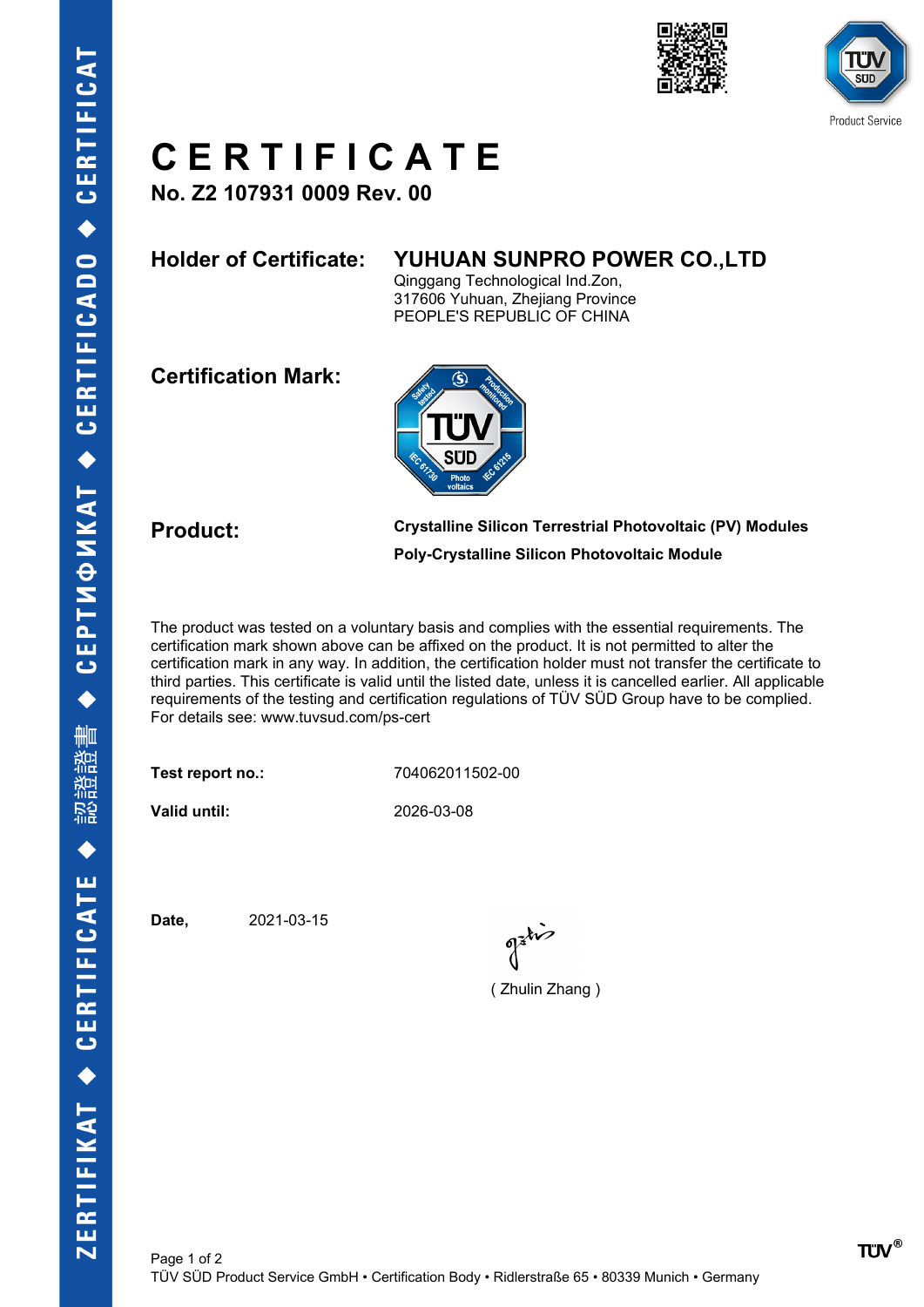# CERTIFICATE

**No. Z2 107931 0009 Rev. 00**

**Holder of Certificate:** **YUHUAN SUNPRO POWER CO.,LTD**
Qinggang Technological Ind.Zon,
317606 Yuhuan, Zhejiang Province
PEOPLE'S REPUBLIC OF CHINA

**Certification Mark:**

**Product:** **Crystalline Silicon Terrestrial Photovoltaic (PV) Modules**
**Poly-Crystalline Silicon Photovoltaic Module**

The product was tested on a voluntary basis and complies with the essential requirements. The certification mark shown above can be affixed on the product. It is not permitted to alter the certification mark in any way. In addition, the certification holder must not transfer the certificate to third parties. This certificate is valid until the listed date, unless it is cancelled earlier. All applicable requirements of the testing and certification regulations of TÜV SÜD Group have to be complied. For details see: www.tuvsud.com/ps-cert

**Test report no.:** 704062011502-00

**Valid until:** 2026-03-08

**Date,** 2021-03-15

( Zhulin Zhang )

TÜV SÜD Product Service GmbH • Certification Body • Ridlerstraße 65 • 80339 Munich • Germany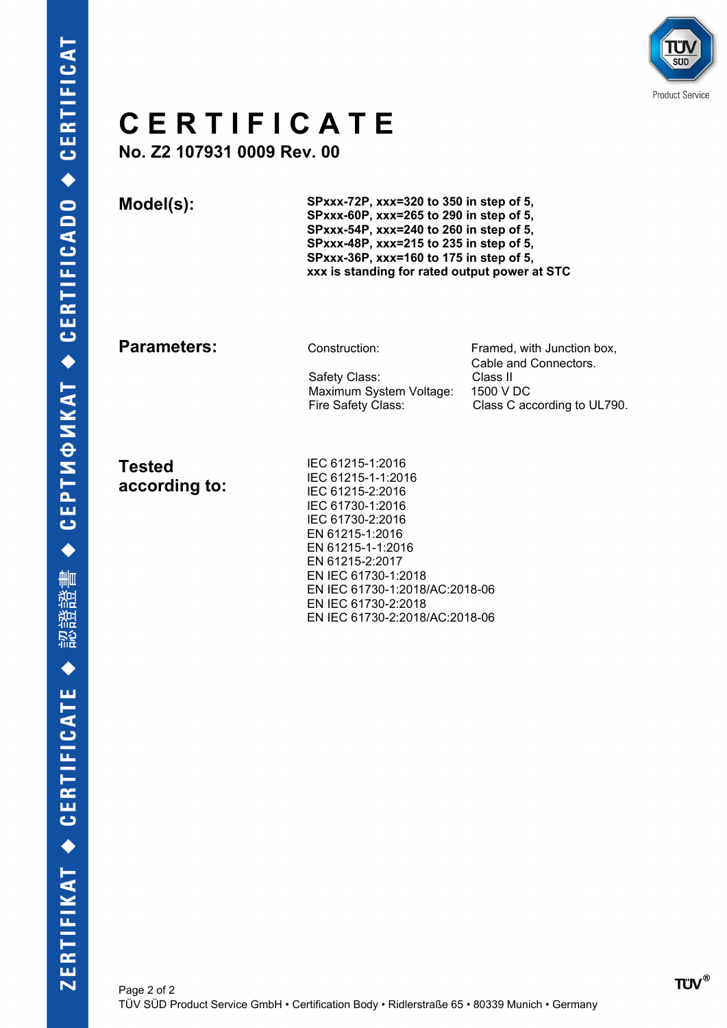# CERTIFICATE

**No. Z2 107931 0009 Rev. 00**

**Model(s):**

**SPxxx-72P, xxx=320 to 350 in step of 5,**
**SPxxx-60P, xxx=265 to 290 in step of 5,**
**SPxxx-54P, xxx=240 to 260 in step of 5,**
**SPxxx-48P, xxx=215 to 235 in step of 5,**
**SPxxx-36P, xxx=160 to 175 in step of 5,**
**xxx is standing for rated output power at STC**

**Parameters:**

| | |
|---|---|
| Construction: | Framed, with Junction box, Cable and Connectors. |
| Safety Class: | Class II |
| Maximum System Voltage: | 1500 V DC |
| Fire Safety Class: | Class C according to UL790. |

**Tested according to:**

IEC 61215-1:2016
IEC 61215-1-1:2016
IEC 61215-2:2016
IEC 61730-1:2016
IEC 61730-2:2016
EN 61215-1:2016
EN 61215-1-1:2016
EN 61215-2:2017
EN IEC 61730-1:2018
EN IEC 61730-1:2018/AC:2018-06
EN IEC 61730-2:2018
EN IEC 61730-2:2018/AC:2018-06

TÜV SÜD Product Service GmbH • Certification Body • Ridlerstraße 65 • 80339 Munich • Germany